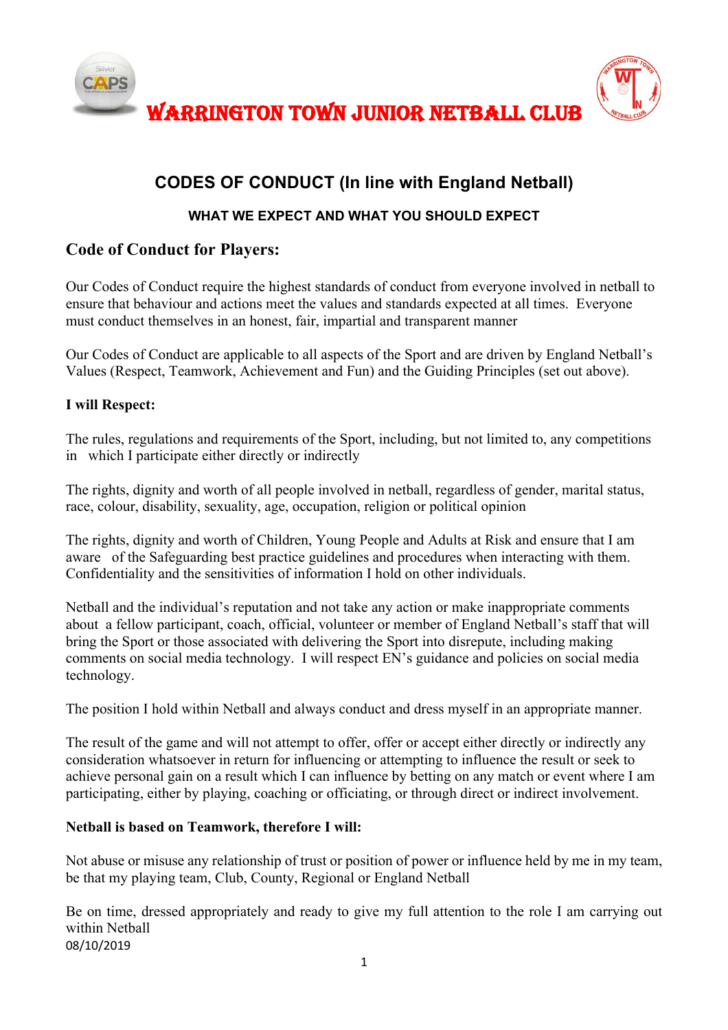# WARRINGTON TOWN JUNIOR NETBALL CLUB

## CODES OF CONDUCT (In line with England Netball)

### WHAT WE EXPECT AND WHAT YOU SHOULD EXPECT

## Code of Conduct for Players:

Our Codes of Conduct require the highest standards of conduct from everyone involved in netball to ensure that behaviour and actions meet the values and standards expected at all times. Everyone must conduct themselves in an honest, fair, impartial and transparent manner

Our Codes of Conduct are applicable to all aspects of the Sport and are driven by England Netball's Values (Respect, Teamwork, Achievement and Fun) and the Guiding Principles (set out above).

**I will Respect:**

The rules, regulations and requirements of the Sport, including, but not limited to, any competitions in which I participate either directly or indirectly

The rights, dignity and worth of all people involved in netball, regardless of gender, marital status, race, colour, disability, sexuality, age, occupation, religion or political opinion

The rights, dignity and worth of Children, Young People and Adults at Risk and ensure that I am aware of the Safeguarding best practice guidelines and procedures when interacting with them. Confidentiality and the sensitivities of information I hold on other individuals.

Netball and the individual's reputation and not take any action or make inappropriate comments about a fellow participant, coach, official, volunteer or member of England Netball's staff that will bring the Sport or those associated with delivering the Sport into disrepute, including making comments on social media technology. I will respect EN's guidance and policies on social media technology.

The position I hold within Netball and always conduct and dress myself in an appropriate manner.

The result of the game and will not attempt to offer, offer or accept either directly or indirectly any consideration whatsoever in return for influencing or attempting to influence the result or seek to achieve personal gain on a result which I can influence by betting on any match or event where I am participating, either by playing, coaching or officiating, or through direct or indirect involvement.

**Netball is based on Teamwork, therefore I will:**

Not abuse or misuse any relationship of trust or position of power or influence held by me in my team, be that my playing team, Club, County, Regional or England Netball

Be on time, dressed appropriately and ready to give my full attention to the role I am carrying out within Netball

08/10/2019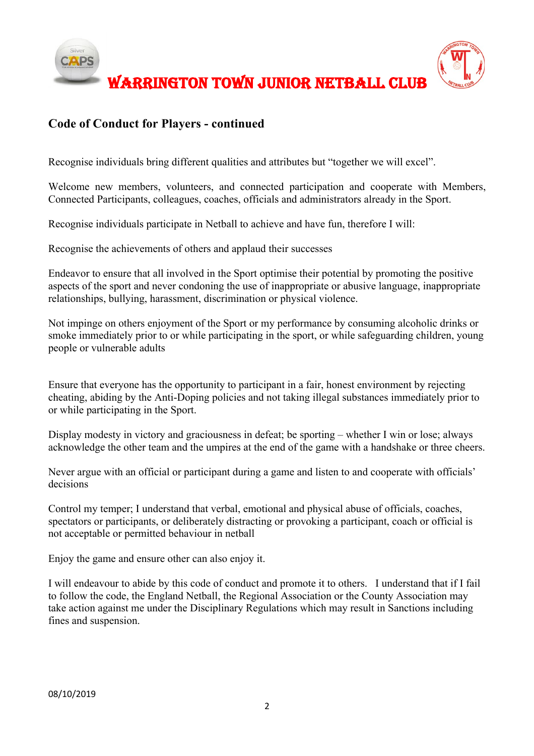# WARRINGTON TOWN JUNIOR NETBALL CLUB

## Code of Conduct for Players - continued

Recognise individuals bring different qualities and attributes but "together we will excel".

Welcome new members, volunteers, and connected participation and cooperate with Members, Connected Participants, colleagues, coaches, officials and administrators already in the Sport.

Recognise individuals participate in Netball to achieve and have fun, therefore I will:

Recognise the achievements of others and applaud their successes

Endeavor to ensure that all involved in the Sport optimise their potential by promoting the positive aspects of the sport and never condoning the use of inappropriate or abusive language, inappropriate relationships, bullying, harassment, discrimination or physical violence.

Not impinge on others enjoyment of the Sport or my performance by consuming alcoholic drinks or smoke immediately prior to or while participating in the sport, or while safeguarding children, young people or vulnerable adults

Ensure that everyone has the opportunity to participant in a fair, honest environment by rejecting cheating, abiding by the Anti-Doping policies and not taking illegal substances immediately prior to or while participating in the Sport.

Display modesty in victory and graciousness in defeat; be sporting – whether I win or lose; always acknowledge the other team and the umpires at the end of the game with a handshake or three cheers.

Never argue with an official or participant during a game and listen to and cooperate with officials' decisions

Control my temper; I understand that verbal, emotional and physical abuse of officials, coaches, spectators or participants, or deliberately distracting or provoking a participant, coach or official is not acceptable or permitted behaviour in netball

Enjoy the game and ensure other can also enjoy it.

I will endeavour to abide by this code of conduct and promote it to others. I understand that if I fail to follow the code, the England Netball, the Regional Association or the County Association may take action against me under the Disciplinary Regulations which may result in Sanctions including fines and suspension.

08/10/2019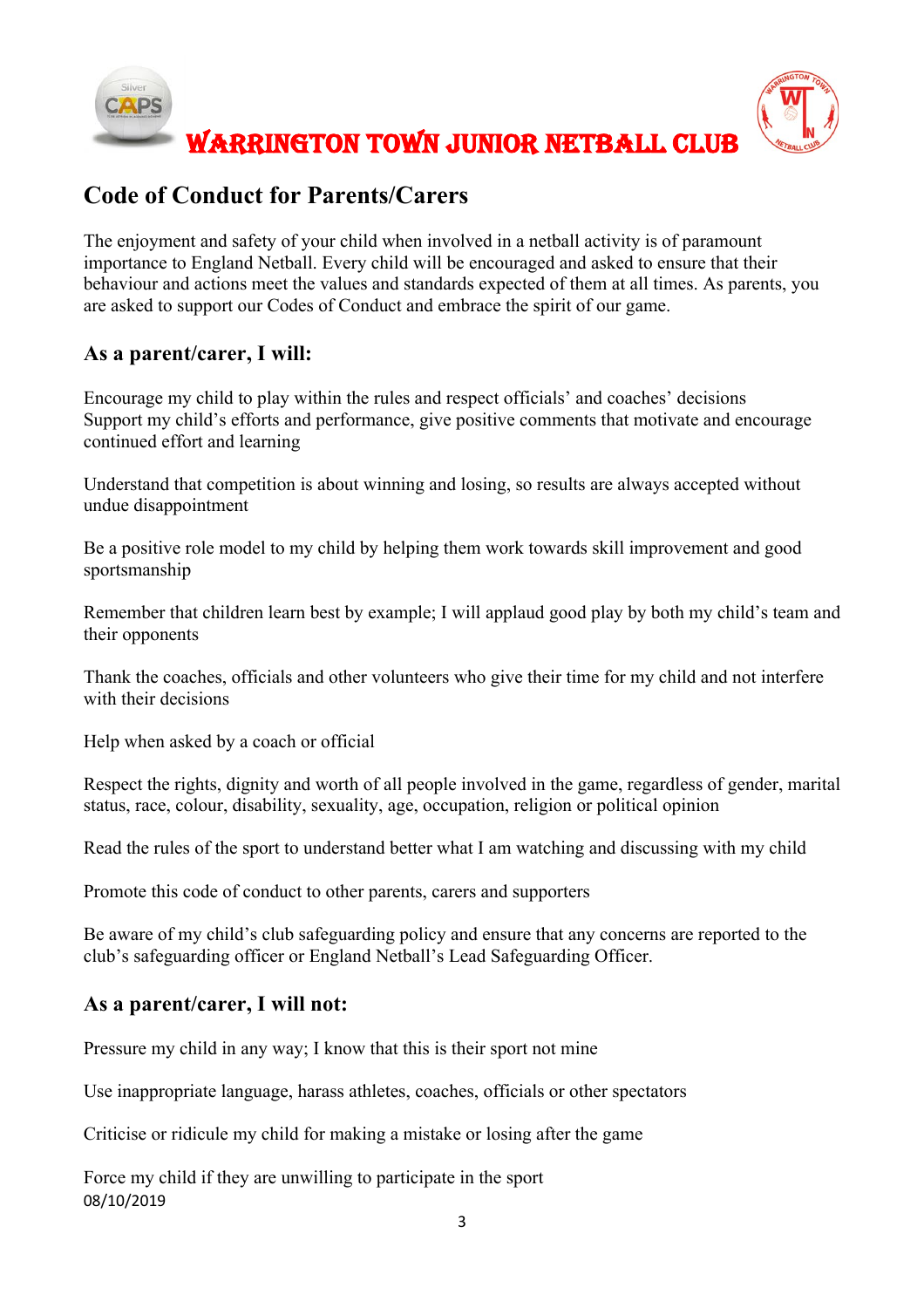# WARRINGTON TOWN JUNIOR NETBALL CLUB

## Code of Conduct for Parents/Carers

The enjoyment and safety of your child when involved in a netball activity is of paramount importance to England Netball. Every child will be encouraged and asked to ensure that their behaviour and actions meet the values and standards expected of them at all times. As parents, you are asked to support our Codes of Conduct and embrace the spirit of our game.

### As a parent/carer, I will:

Encourage my child to play within the rules and respect officials' and coaches' decisions
Support my child's efforts and performance, give positive comments that motivate and encourage continued effort and learning

Understand that competition is about winning and losing, so results are always accepted without undue disappointment

Be a positive role model to my child by helping them work towards skill improvement and good sportsmanship

Remember that children learn best by example; I will applaud good play by both my child's team and their opponents

Thank the coaches, officials and other volunteers who give their time for my child and not interfere with their decisions

Help when asked by a coach or official

Respect the rights, dignity and worth of all people involved in the game, regardless of gender, marital status, race, colour, disability, sexuality, age, occupation, religion or political opinion

Read the rules of the sport to understand better what I am watching and discussing with my child

Promote this code of conduct to other parents, carers and supporters

Be aware of my child's club safeguarding policy and ensure that any concerns are reported to the club's safeguarding officer or England Netball's Lead Safeguarding Officer.

### As a parent/carer, I will not:

Pressure my child in any way; I know that this is their sport not mine

Use inappropriate language, harass athletes, coaches, officials or other spectators

Criticise or ridicule my child for making a mistake or losing after the game

Force my child if they are unwilling to participate in the sport

08/10/2019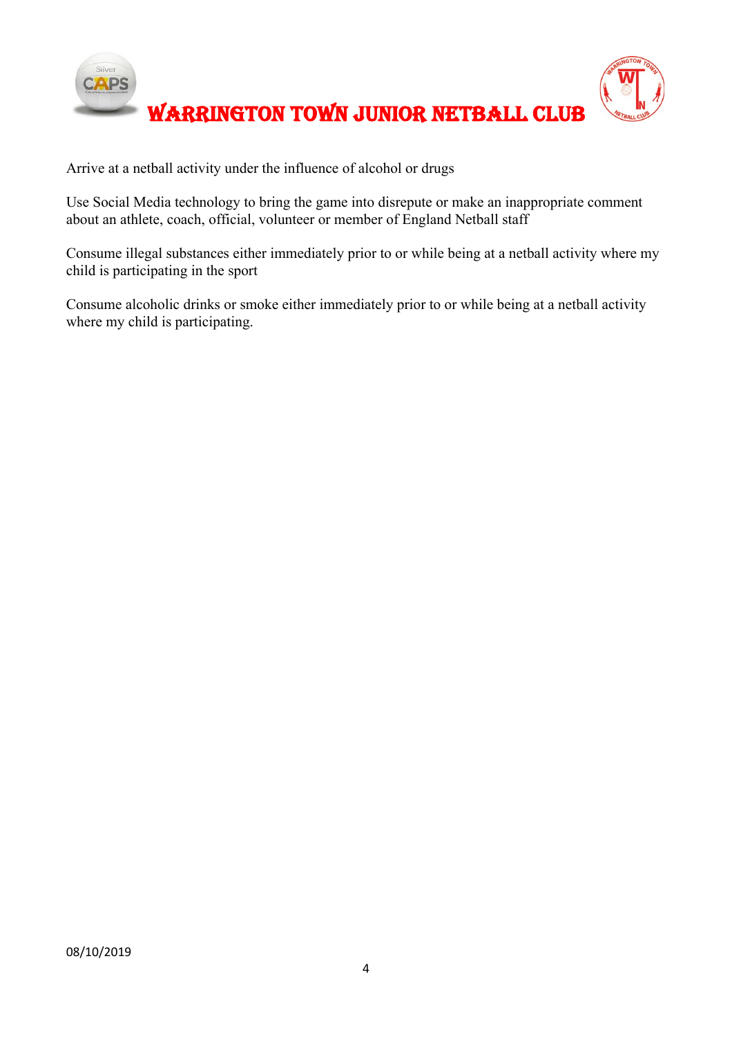Arrive at a netball activity under the influence of alcohol or drugs

Use Social Media technology to bring the game into disrepute or make an inappropriate comment about an athlete, coach, official, volunteer or member of England Netball staff

Consume illegal substances either immediately prior to or while being at a netball activity where my child is participating in the sport

Consume alcoholic drinks or smoke either immediately prior to or while being at a netball activity where my child is participating.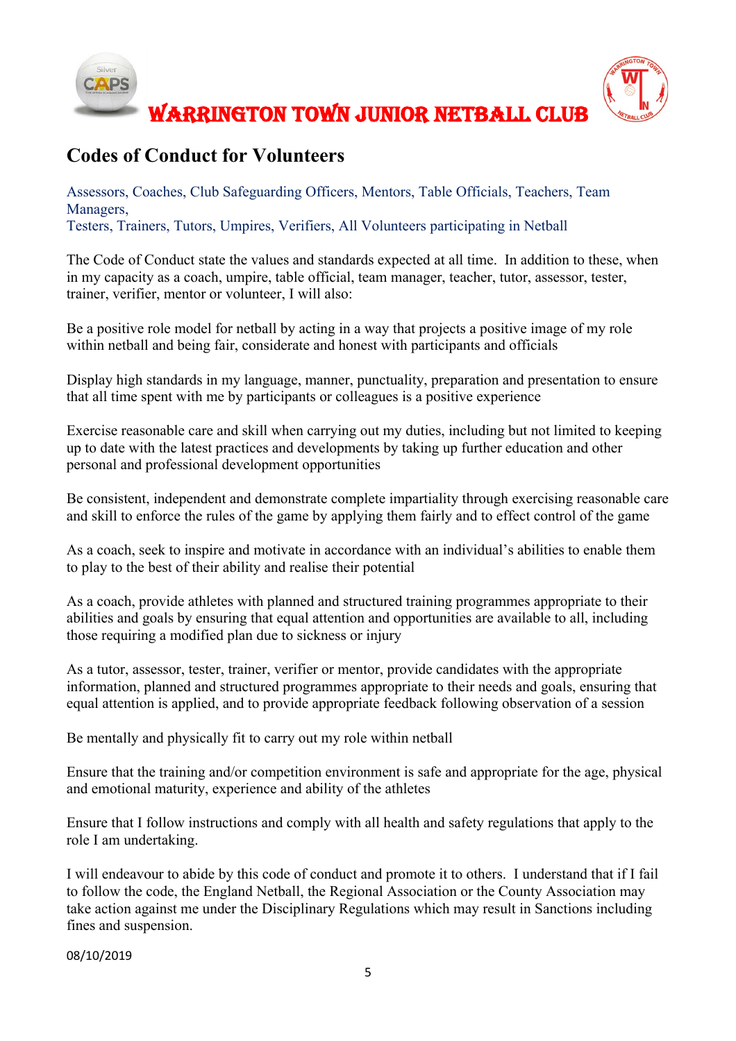# WARRINGTON TOWN JUNIOR NETBALL CLUB

## Codes of Conduct for Volunteers

Assessors, Coaches, Club Safeguarding Officers, Mentors, Table Officials, Teachers, Team Managers,
Testers, Trainers, Tutors, Umpires, Verifiers, All Volunteers participating in Netball

The Code of Conduct state the values and standards expected at all time. In addition to these, when in my capacity as a coach, umpire, table official, team manager, teacher, tutor, assessor, tester, trainer, verifier, mentor or volunteer, I will also:

Be a positive role model for netball by acting in a way that projects a positive image of my role within netball and being fair, considerate and honest with participants and officials

Display high standards in my language, manner, punctuality, preparation and presentation to ensure that all time spent with me by participants or colleagues is a positive experience

Exercise reasonable care and skill when carrying out my duties, including but not limited to keeping up to date with the latest practices and developments by taking up further education and other personal and professional development opportunities

Be consistent, independent and demonstrate complete impartiality through exercising reasonable care and skill to enforce the rules of the game by applying them fairly and to effect control of the game

As a coach, seek to inspire and motivate in accordance with an individual's abilities to enable them to play to the best of their ability and realise their potential

As a coach, provide athletes with planned and structured training programmes appropriate to their abilities and goals by ensuring that equal attention and opportunities are available to all, including those requiring a modified plan due to sickness or injury

As a tutor, assessor, tester, trainer, verifier or mentor, provide candidates with the appropriate information, planned and structured programmes appropriate to their needs and goals, ensuring that equal attention is applied, and to provide appropriate feedback following observation of a session

Be mentally and physically fit to carry out my role within netball

Ensure that the training and/or competition environment is safe and appropriate for the age, physical and emotional maturity, experience and ability of the athletes

Ensure that I follow instructions and comply with all health and safety regulations that apply to the role I am undertaking.

I will endeavour to abide by this code of conduct and promote it to others. I understand that if I fail to follow the code, the England Netball, the Regional Association or the County Association may take action against me under the Disciplinary Regulations which may result in Sanctions including fines and suspension.

08/10/2019